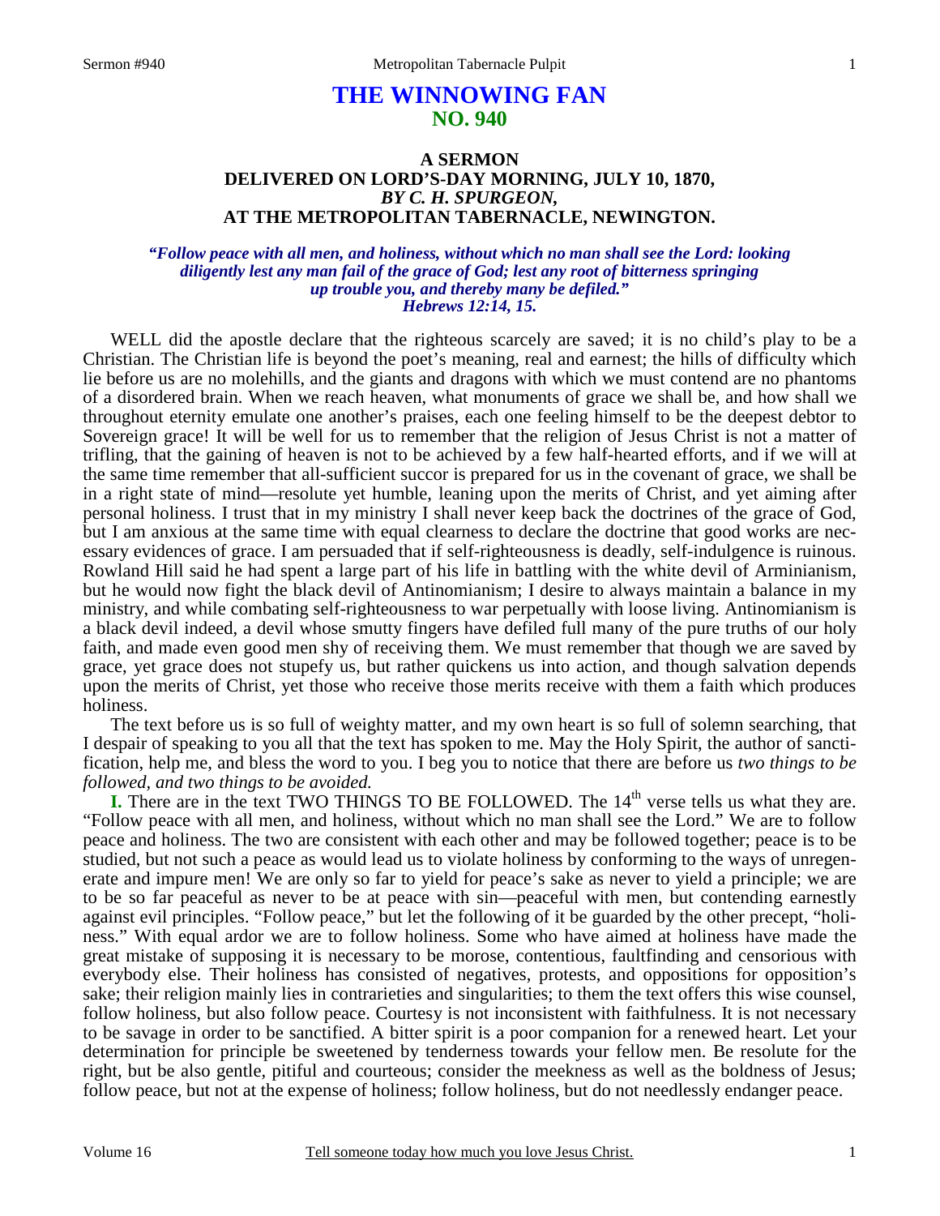# THE WINNOWING FAN
## NO. 940

### A SERMON
### DELIVERED ON LORD'S-DAY MORNING, JULY 10, 1870,
### *BY C. H. SPURGEON,*
### AT THE METROPOLITAN TABERNACLE, NEWINGTON.

***"Follow peace with all men, and holiness, without which no man shall see the Lord: looking diligently lest any man fail of the grace of God; lest any root of bitterness springing up trouble you, and thereby many be defiled." Hebrews 12:14, 15.***

WELL did the apostle declare that the righteous scarcely are saved; it is no child's play to be a Christian. The Christian life is beyond the poet's meaning, real and earnest; the hills of difficulty which lie before us are no molehills, and the giants and dragons with which we must contend are no phantoms of a disordered brain. When we reach heaven, what monuments of grace we shall be, and how shall we throughout eternity emulate one another's praises, each one feeling himself to be the deepest debtor to Sovereign grace! It will be well for us to remember that the religion of Jesus Christ is not a matter of trifling, that the gaining of heaven is not to be achieved by a few half-hearted efforts, and if we will at the same time remember that all-sufficient succor is prepared for us in the covenant of grace, we shall be in a right state of mind—resolute yet humble, leaning upon the merits of Christ, and yet aiming after personal holiness. I trust that in my ministry I shall never keep back the doctrines of the grace of God, but I am anxious at the same time with equal clearness to declare the doctrine that good works are necessary evidences of grace. I am persuaded that if self-righteousness is deadly, self-indulgence is ruinous. Rowland Hill said he had spent a large part of his life in battling with the white devil of Arminianism, but he would now fight the black devil of Antinomianism; I desire to always maintain a balance in my ministry, and while combating self-righteousness to war perpetually with loose living. Antinomianism is a black devil indeed, a devil whose smutty fingers have defiled full many of the pure truths of our holy faith, and made even good men shy of receiving them. We must remember that though we are saved by grace, yet grace does not stupefy us, but rather quickens us into action, and though salvation depends upon the merits of Christ, yet those who receive those merits receive with them a faith which produces holiness.

The text before us is so full of weighty matter, and my own heart is so full of solemn searching, that I despair of speaking to you all that the text has spoken to me. May the Holy Spirit, the author of sanctification, help me, and bless the word to you. I beg you to notice that there are before us *two things to be followed, and two things to be avoided.*

**I.** There are in the text TWO THINGS TO BE FOLLOWED. The 14th verse tells us what they are. "Follow peace with all men, and holiness, without which no man shall see the Lord." We are to follow peace and holiness. The two are consistent with each other and may be followed together; peace is to be studied, but not such a peace as would lead us to violate holiness by conforming to the ways of unregenerate and impure men! We are only so far to yield for peace's sake as never to yield a principle; we are to be so far peaceful as never to be at peace with sin—peaceful with men, but contending earnestly against evil principles. "Follow peace," but let the following of it be guarded by the other precept, "holiness." With equal ardor we are to follow holiness. Some who have aimed at holiness have made the great mistake of supposing it is necessary to be morose, contentious, faultfinding and censorious with everybody else. Their holiness has consisted of negatives, protests, and oppositions for opposition's sake; their religion mainly lies in contrarieties and singularities; to them the text offers this wise counsel, follow holiness, but also follow peace. Courtesy is not inconsistent with faithfulness. It is not necessary to be savage in order to be sanctified. A bitter spirit is a poor companion for a renewed heart. Let your determination for principle be sweetened by tenderness towards your fellow men. Be resolute for the right, but be also gentle, pitiful and courteous; consider the meekness as well as the boldness of Jesus; follow peace, but not at the expense of holiness; follow holiness, but do not needlessly endanger peace.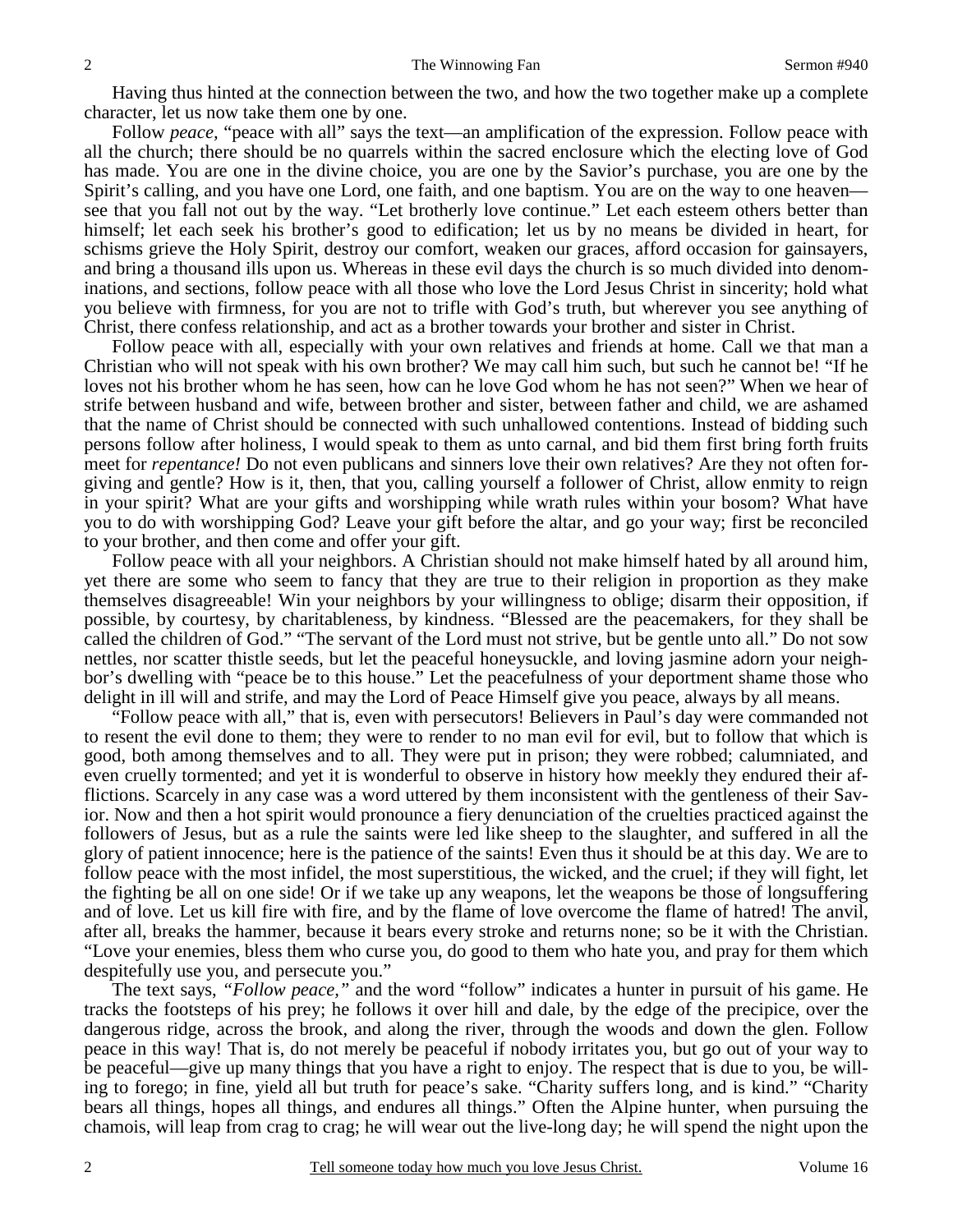Having thus hinted at the connection between the two, and how the two together make up a complete character, let us now take them one by one.

Follow *peace,* "peace with all" says the text—an amplification of the expression. Follow peace with all the church; there should be no quarrels within the sacred enclosure which the electing love of God has made. You are one in the divine choice, you are one by the Savior's purchase, you are one by the Spirit's calling, and you have one Lord, one faith, and one baptism. You are on the way to one heaven—see that you fall not out by the way. "Let brotherly love continue." Let each esteem others better than himself; let each seek his brother's good to edification; let us by no means be divided in heart, for schisms grieve the Holy Spirit, destroy our comfort, weaken our graces, afford occasion for gainsayers, and bring a thousand ills upon us. Whereas in these evil days the church is so much divided into denominations, and sections, follow peace with all those who love the Lord Jesus Christ in sincerity; hold what you believe with firmness, for you are not to trifle with God's truth, but wherever you see anything of Christ, there confess relationship, and act as a brother towards your brother and sister in Christ.

Follow peace with all, especially with your own relatives and friends at home. Call we that man a Christian who will not speak with his own brother? We may call him such, but such he cannot be! "If he loves not his brother whom he has seen, how can he love God whom he has not seen?" When we hear of strife between husband and wife, between brother and sister, between father and child, we are ashamed that the name of Christ should be connected with such unhallowed contentions. Instead of bidding such persons follow after holiness, I would speak to them as unto carnal, and bid them first bring forth fruits meet for *repentance!* Do not even publicans and sinners love their own relatives? Are they not often forgiving and gentle? How is it, then, that you, calling yourself a follower of Christ, allow enmity to reign in your spirit? What are your gifts and worshipping while wrath rules within your bosom? What have you to do with worshipping God? Leave your gift before the altar, and go your way; first be reconciled to your brother, and then come and offer your gift.

Follow peace with all your neighbors. A Christian should not make himself hated by all around him, yet there are some who seem to fancy that they are true to their religion in proportion as they make themselves disagreeable! Win your neighbors by your willingness to oblige; disarm their opposition, if possible, by courtesy, by charitableness, by kindness. "Blessed are the peacemakers, for they shall be called the children of God." "The servant of the Lord must not strive, but be gentle unto all." Do not sow nettles, nor scatter thistle seeds, but let the peaceful honeysuckle, and loving jasmine adorn your neighbor's dwelling with "peace be to this house." Let the peacefulness of your deportment shame those who delight in ill will and strife, and may the Lord of Peace Himself give you peace, always by all means.

"Follow peace with all," that is, even with persecutors! Believers in Paul's day were commanded not to resent the evil done to them; they were to render to no man evil for evil, but to follow that which is good, both among themselves and to all. They were put in prison; they were robbed; calumniated, and even cruelly tormented; and yet it is wonderful to observe in history how meekly they endured their afflictions. Scarcely in any case was a word uttered by them inconsistent with the gentleness of their Savior. Now and then a hot spirit would pronounce a fiery denunciation of the cruelties practiced against the followers of Jesus, but as a rule the saints were led like sheep to the slaughter, and suffered in all the glory of patient innocence; here is the patience of the saints! Even thus it should be at this day. We are to follow peace with the most infidel, the most superstitious, the wicked, and the cruel; if they will fight, let the fighting be all on one side! Or if we take up any weapons, let the weapons be those of longsuffering and of love. Let us kill fire with fire, and by the flame of love overcome the flame of hatred! The anvil, after all, breaks the hammer, because it bears every stroke and returns none; so be it with the Christian. "Love your enemies, bless them who curse you, do good to them who hate you, and pray for them which despitefully use you, and persecute you."

The text says, *"Follow peace,"* and the word "follow" indicates a hunter in pursuit of his game. He tracks the footsteps of his prey; he follows it over hill and dale, by the edge of the precipice, over the dangerous ridge, across the brook, and along the river, through the woods and down the glen. Follow peace in this way! That is, do not merely be peaceful if nobody irritates you, but go out of your way to be peaceful—give up many things that you have a right to enjoy. The respect that is due to you, be willing to forego; in fine, yield all but truth for peace's sake. "Charity suffers long, and is kind." "Charity bears all things, hopes all things, and endures all things." Often the Alpine hunter, when pursuing the chamois, will leap from crag to crag; he will wear out the live-long day; he will spend the night upon the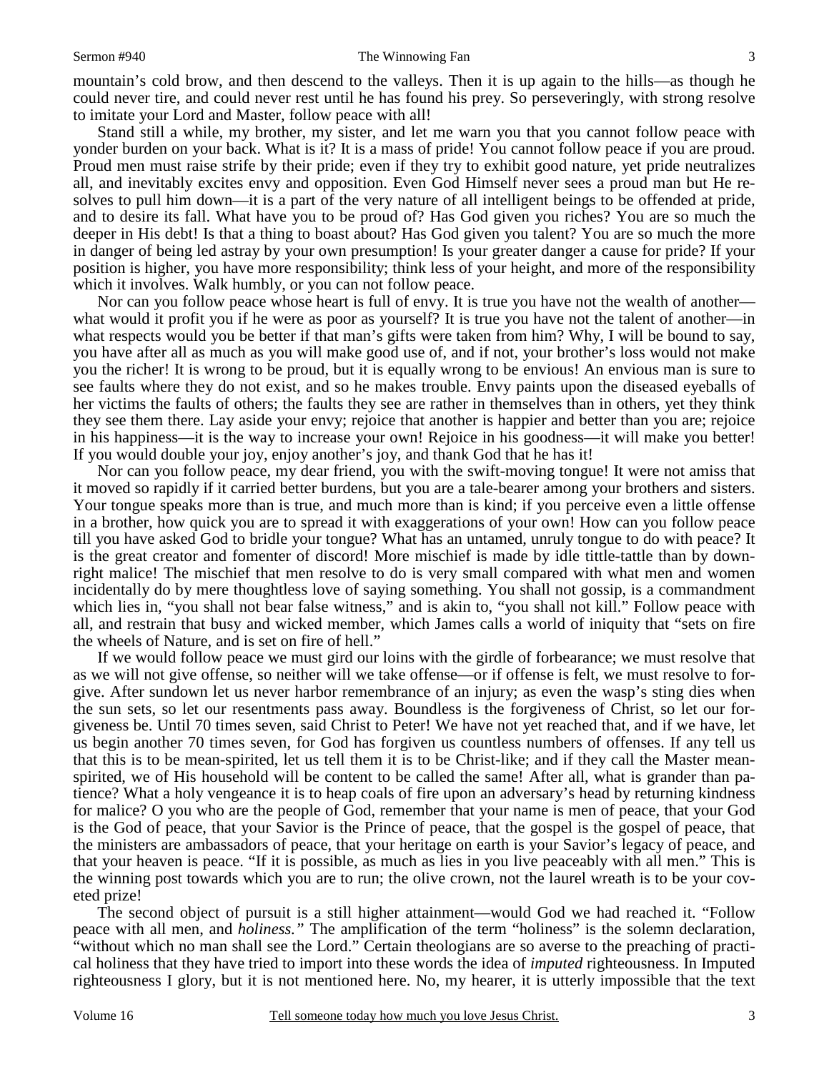mountain's cold brow, and then descend to the valleys. Then it is up again to the hills—as though he could never tire, and could never rest until he has found his prey. So perseveringly, with strong resolve to imitate your Lord and Master, follow peace with all!

Stand still a while, my brother, my sister, and let me warn you that you cannot follow peace with yonder burden on your back. What is it? It is a mass of pride! You cannot follow peace if you are proud. Proud men must raise strife by their pride; even if they try to exhibit good nature, yet pride neutralizes all, and inevitably excites envy and opposition. Even God Himself never sees a proud man but He resolves to pull him down—it is a part of the very nature of all intelligent beings to be offended at pride, and to desire its fall. What have you to be proud of? Has God given you riches? You are so much the deeper in His debt! Is that a thing to boast about? Has God given you talent? You are so much the more in danger of being led astray by your own presumption! Is your greater danger a cause for pride? If your position is higher, you have more responsibility; think less of your height, and more of the responsibility which it involves. Walk humbly, or you can not follow peace.

Nor can you follow peace whose heart is full of envy. It is true you have not the wealth of another—what would it profit you if he were as poor as yourself? It is true you have not the talent of another—in what respects would you be better if that man's gifts were taken from him? Why, I will be bound to say, you have after all as much as you will make good use of, and if not, your brother's loss would not make you the richer! It is wrong to be proud, but it is equally wrong to be envious! An envious man is sure to see faults where they do not exist, and so he makes trouble. Envy paints upon the diseased eyeballs of her victims the faults of others; the faults they see are rather in themselves than in others, yet they think they see them there. Lay aside your envy; rejoice that another is happier and better than you are; rejoice in his happiness—it is the way to increase your own! Rejoice in his goodness—it will make you better! If you would double your joy, enjoy another's joy, and thank God that he has it!

Nor can you follow peace, my dear friend, you with the swift-moving tongue! It were not amiss that it moved so rapidly if it carried better burdens, but you are a tale-bearer among your brothers and sisters. Your tongue speaks more than is true, and much more than is kind; if you perceive even a little offense in a brother, how quick you are to spread it with exaggerations of your own! How can you follow peace till you have asked God to bridle your tongue? What has an untamed, unruly tongue to do with peace? It is the great creator and fomenter of discord! More mischief is made by idle tittle-tattle than by downright malice! The mischief that men resolve to do is very small compared with what men and women incidentally do by mere thoughtless love of saying something. You shall not gossip, is a commandment which lies in, "you shall not bear false witness," and is akin to, "you shall not kill." Follow peace with all, and restrain that busy and wicked member, which James calls a world of iniquity that "sets on fire the wheels of Nature, and is set on fire of hell."

If we would follow peace we must gird our loins with the girdle of forbearance; we must resolve that as we will not give offense, so neither will we take offense—or if offense is felt, we must resolve to forgive. After sundown let us never harbor remembrance of an injury; as even the wasp's sting dies when the sun sets, so let our resentments pass away. Boundless is the forgiveness of Christ, so let our forgiveness be. Until 70 times seven, said Christ to Peter! We have not yet reached that, and if we have, let us begin another 70 times seven, for God has forgiven us countless numbers of offenses. If any tell us that this is to be mean-spirited, let us tell them it is to be Christ-like; and if they call the Master mean-spirited, we of His household will be content to be called the same! After all, what is grander than patience? What a holy vengeance it is to heap coals of fire upon an adversary's head by returning kindness for malice? O you who are the people of God, remember that your name is men of peace, that your God is the God of peace, that your Savior is the Prince of peace, that the gospel is the gospel of peace, that the ministers are ambassadors of peace, that your heritage on earth is your Savior's legacy of peace, and that your heaven is peace. "If it is possible, as much as lies in you live peaceably with all men." This is the winning post towards which you are to run; the olive crown, not the laurel wreath is to be your coveted prize!

The second object of pursuit is a still higher attainment—would God we had reached it. "Follow peace with all men, and *holiness."* The amplification of the term "holiness" is the solemn declaration, "without which no man shall see the Lord." Certain theologians are so averse to the preaching of practical holiness that they have tried to import into these words the idea of *imputed* righteousness. In Imputed righteousness I glory, but it is not mentioned here. No, my hearer, it is utterly impossible that the text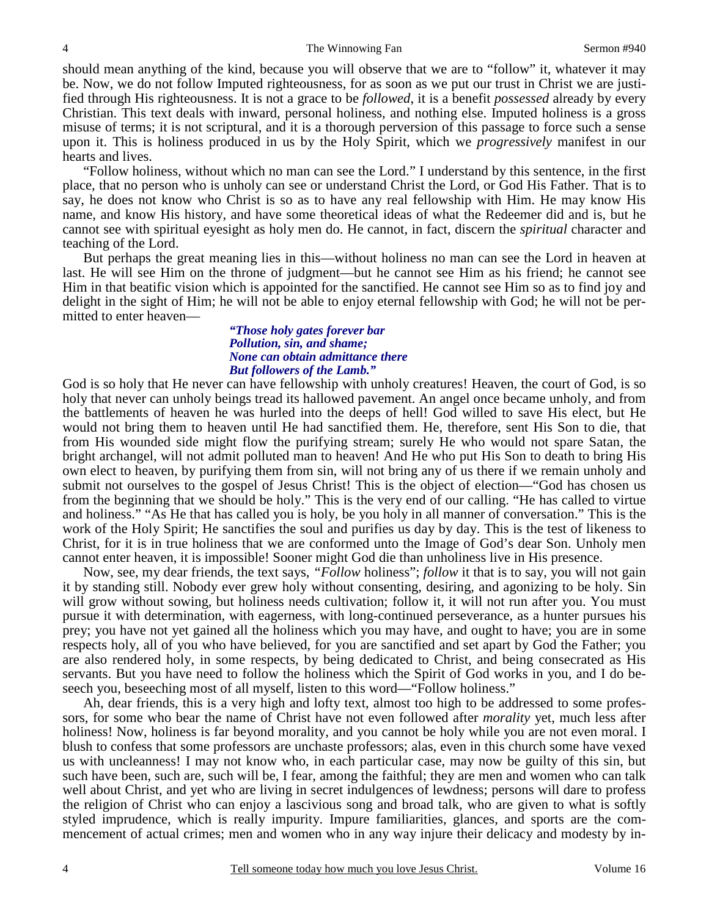should mean anything of the kind, because you will observe that we are to "follow" it, whatever it may be. Now, we do not follow Imputed righteousness, for as soon as we put our trust in Christ we are justified through His righteousness. It is not a grace to be *followed*, it is a benefit *possessed* already by every Christian. This text deals with inward, personal holiness, and nothing else. Imputed holiness is a gross misuse of terms; it is not scriptural, and it is a thorough perversion of this passage to force such a sense upon it. This is holiness produced in us by the Holy Spirit, which we *progressively* manifest in our hearts and lives.

"Follow holiness, without which no man can see the Lord." I understand by this sentence, in the first place, that no person who is unholy can see or understand Christ the Lord, or God His Father. That is to say, he does not know who Christ is so as to have any real fellowship with Him. He may know His name, and know His history, and have some theoretical ideas of what the Redeemer did and is, but he cannot see with spiritual eyesight as holy men do. He cannot, in fact, discern the *spiritual* character and teaching of the Lord.

But perhaps the great meaning lies in this—without holiness no man can see the Lord in heaven at last. He will see Him on the throne of judgment—but he cannot see Him as his friend; he cannot see Him in that beatific vision which is appointed for the sanctified. He cannot see Him so as to find joy and delight in the sight of Him; he will not be able to enjoy eternal fellowship with God; he will not be permitted to enter heaven—

> ***"Those holy gates forever bar***
> ***Pollution, sin, and shame;***
> ***None can obtain admittance there***
> ***But followers of the Lamb."***

God is so holy that He never can have fellowship with unholy creatures! Heaven, the court of God, is so holy that never can unholy beings tread its hallowed pavement. An angel once became unholy, and from the battlements of heaven he was hurled into the deeps of hell! God willed to save His elect, but He would not bring them to heaven until He had sanctified them. He, therefore, sent His Son to die, that from His wounded side might flow the purifying stream; surely He who would not spare Satan, the bright archangel, will not admit polluted man to heaven! And He who put His Son to death to bring His own elect to heaven, by purifying them from sin, will not bring any of us there if we remain unholy and submit not ourselves to the gospel of Jesus Christ! This is the object of election—"God has chosen us from the beginning that we should be holy." This is the very end of our calling. "He has called to virtue and holiness." "As He that has called you is holy, be you holy in all manner of conversation." This is the work of the Holy Spirit; He sanctifies the soul and purifies us day by day. This is the test of likeness to Christ, for it is in true holiness that we are conformed unto the Image of God's dear Son. Unholy men cannot enter heaven, it is impossible! Sooner might God die than unholiness live in His presence.

Now, see, my dear friends, the text says, *"Follow* holiness"; *follow* it that is to say, you will not gain it by standing still. Nobody ever grew holy without consenting, desiring, and agonizing to be holy. Sin will grow without sowing, but holiness needs cultivation; follow it, it will not run after you. You must pursue it with determination, with eagerness, with long-continued perseverance, as a hunter pursues his prey; you have not yet gained all the holiness which you may have, and ought to have; you are in some respects holy, all of you who have believed, for you are sanctified and set apart by God the Father; you are also rendered holy, in some respects, by being dedicated to Christ, and being consecrated as His servants. But you have need to follow the holiness which the Spirit of God works in you, and I do beseech you, beseeching most of all myself, listen to this word—"Follow holiness."

Ah, dear friends, this is a very high and lofty text, almost too high to be addressed to some professors, for some who bear the name of Christ have not even followed after *morality* yet, much less after holiness! Now, holiness is far beyond morality, and you cannot be holy while you are not even moral. I blush to confess that some professors are unchaste professors; alas, even in this church some have vexed us with uncleanness! I may not know who, in each particular case, may now be guilty of this sin, but such have been, such are, such will be, I fear, among the faithful; they are men and women who can talk well about Christ, and yet who are living in secret indulgences of lewdness; persons will dare to profess the religion of Christ who can enjoy a lascivious song and broad talk, who are given to what is softly styled imprudence, which is really impurity. Impure familiarities, glances, and sports are the commencement of actual crimes; men and women who in any way injure their delicacy and modesty by in-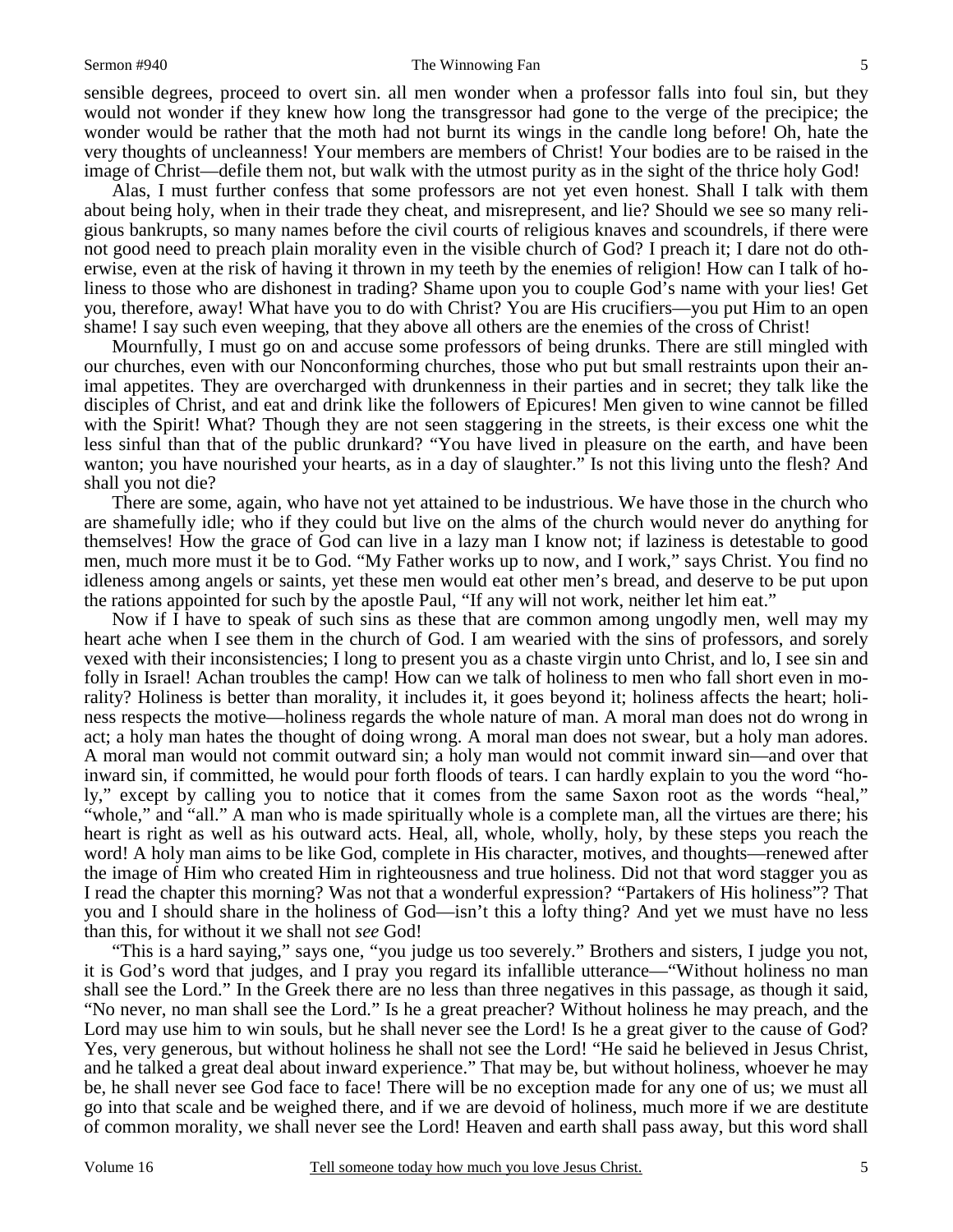sensible degrees, proceed to overt sin. all men wonder when a professor falls into foul sin, but they would not wonder if they knew how long the transgressor had gone to the verge of the precipice; the wonder would be rather that the moth had not burnt its wings in the candle long before! Oh, hate the very thoughts of uncleanness! Your members are members of Christ! Your bodies are to be raised in the image of Christ—defile them not, but walk with the utmost purity as in the sight of the thrice holy God!

Alas, I must further confess that some professors are not yet even honest. Shall I talk with them about being holy, when in their trade they cheat, and misrepresent, and lie? Should we see so many religious bankrupts, so many names before the civil courts of religious knaves and scoundrels, if there were not good need to preach plain morality even in the visible church of God? I preach it; I dare not do otherwise, even at the risk of having it thrown in my teeth by the enemies of religion! How can I talk of holiness to those who are dishonest in trading? Shame upon you to couple God's name with your lies! Get you, therefore, away! What have you to do with Christ? You are His crucifiers—you put Him to an open shame! I say such even weeping, that they above all others are the enemies of the cross of Christ!

Mournfully, I must go on and accuse some professors of being drunks. There are still mingled with our churches, even with our Nonconforming churches, those who put but small restraints upon their animal appetites. They are overcharged with drunkenness in their parties and in secret; they talk like the disciples of Christ, and eat and drink like the followers of Epicures! Men given to wine cannot be filled with the Spirit! What? Though they are not seen staggering in the streets, is their excess one whit the less sinful than that of the public drunkard? "You have lived in pleasure on the earth, and have been wanton; you have nourished your hearts, as in a day of slaughter." Is not this living unto the flesh? And shall you not die?

There are some, again, who have not yet attained to be industrious. We have those in the church who are shamefully idle; who if they could but live on the alms of the church would never do anything for themselves! How the grace of God can live in a lazy man I know not; if laziness is detestable to good men, much more must it be to God. "My Father works up to now, and I work," says Christ. You find no idleness among angels or saints, yet these men would eat other men's bread, and deserve to be put upon the rations appointed for such by the apostle Paul, "If any will not work, neither let him eat."

Now if I have to speak of such sins as these that are common among ungodly men, well may my heart ache when I see them in the church of God. I am wearied with the sins of professors, and sorely vexed with their inconsistencies; I long to present you as a chaste virgin unto Christ, and lo, I see sin and folly in Israel! Achan troubles the camp! How can we talk of holiness to men who fall short even in morality? Holiness is better than morality, it includes it, it goes beyond it; holiness affects the heart; holiness respects the motive—holiness regards the whole nature of man. A moral man does not do wrong in act; a holy man hates the thought of doing wrong. A moral man does not swear, but a holy man adores. A moral man would not commit outward sin; a holy man would not commit inward sin—and over that inward sin, if committed, he would pour forth floods of tears. I can hardly explain to you the word "holy," except by calling you to notice that it comes from the same Saxon root as the words "heal," "whole," and "all." A man who is made spiritually whole is a complete man, all the virtues are there; his heart is right as well as his outward acts. Heal, all, whole, wholly, holy, by these steps you reach the word! A holy man aims to be like God, complete in His character, motives, and thoughts—renewed after the image of Him who created Him in righteousness and true holiness. Did not that word stagger you as I read the chapter this morning? Was not that a wonderful expression? "Partakers of His holiness"? That you and I should share in the holiness of God—isn't this a lofty thing? And yet we must have no less than this, for without it we shall not *see* God!

"This is a hard saying," says one, "you judge us too severely." Brothers and sisters, I judge you not, it is God's word that judges, and I pray you regard its infallible utterance—"Without holiness no man shall see the Lord." In the Greek there are no less than three negatives in this passage, as though it said, "No never, no man shall see the Lord." Is he a great preacher? Without holiness he may preach, and the Lord may use him to win souls, but he shall never see the Lord! Is he a great giver to the cause of God? Yes, very generous, but without holiness he shall not see the Lord! "He said he believed in Jesus Christ, and he talked a great deal about inward experience." That may be, but without holiness, whoever he may be, he shall never see God face to face! There will be no exception made for any one of us; we must all go into that scale and be weighed there, and if we are devoid of holiness, much more if we are destitute of common morality, we shall never see the Lord! Heaven and earth shall pass away, but this word shall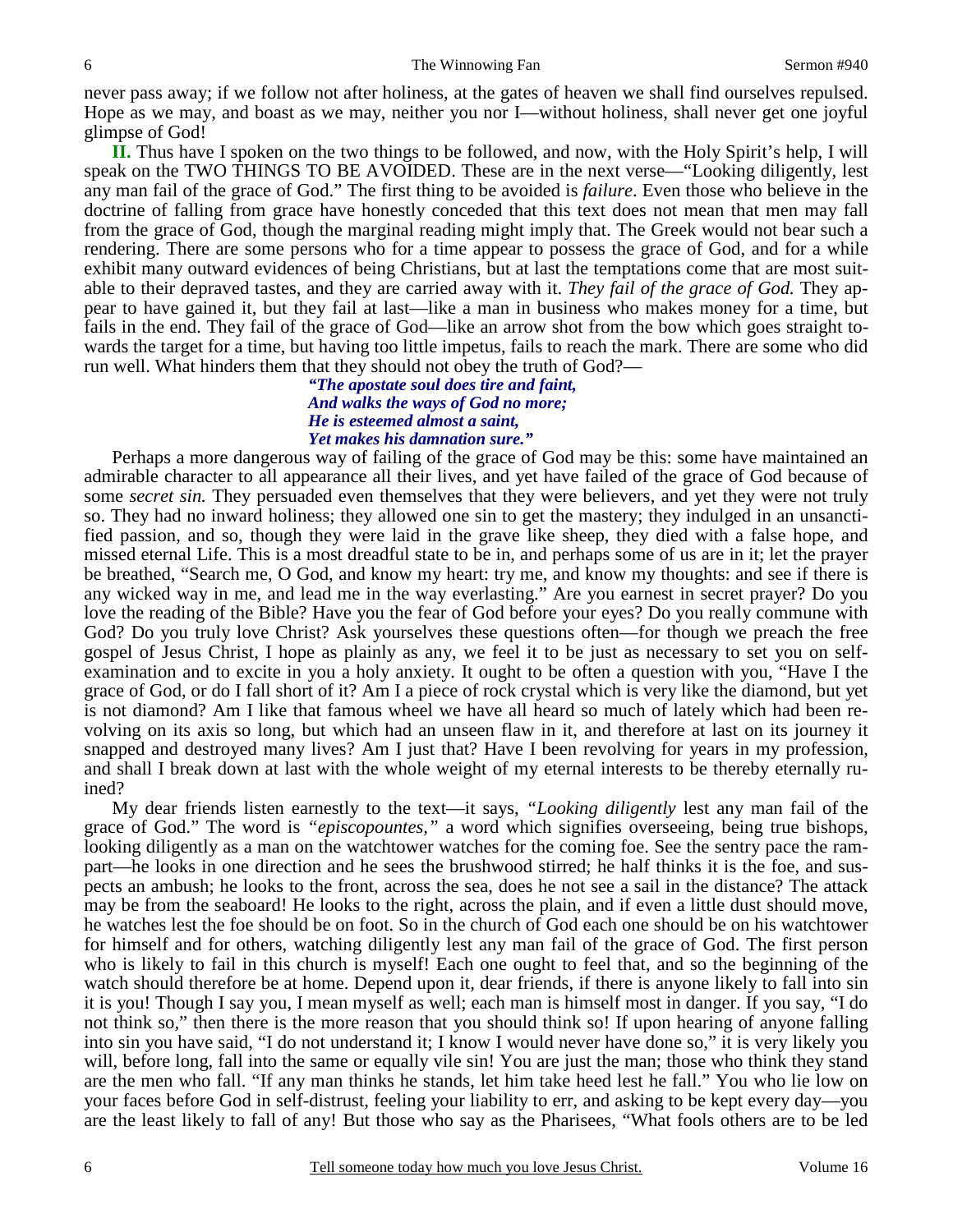never pass away; if we follow not after holiness, at the gates of heaven we shall find ourselves repulsed. Hope as we may, and boast as we may, neither you nor I—without holiness, shall never get one joyful glimpse of God!

**II.** Thus have I spoken on the two things to be followed, and now, with the Holy Spirit's help, I will speak on the TWO THINGS TO BE AVOIDED. These are in the next verse—"Looking diligently, lest any man fail of the grace of God." The first thing to be avoided is *failure*. Even those who believe in the doctrine of falling from grace have honestly conceded that this text does not mean that men may fall from the grace of God, though the marginal reading might imply that. The Greek would not bear such a rendering. There are some persons who for a time appear to possess the grace of God, and for a while exhibit many outward evidences of being Christians, but at last the temptations come that are most suitable to their depraved tastes, and they are carried away with it. *They fail of the grace of God.* They appear to have gained it, but they fail at last—like a man in business who makes money for a time, but fails in the end. They fail of the grace of God—like an arrow shot from the bow which goes straight towards the target for a time, but having too little impetus, fails to reach the mark. There are some who did run well. What hinders them that they should not obey the truth of God?—

> ***"The apostate soul does tire and faint,***
> ***And walks the ways of God no more;***
> ***He is esteemed almost a saint,***
> ***Yet makes his damnation sure."***

Perhaps a more dangerous way of failing of the grace of God may be this: some have maintained an admirable character to all appearance all their lives, and yet have failed of the grace of God because of some *secret sin.* They persuaded even themselves that they were believers, and yet they were not truly so. They had no inward holiness; they allowed one sin to get the mastery; they indulged in an unsanctified passion, and so, though they were laid in the grave like sheep, they died with a false hope, and missed eternal Life. This is a most dreadful state to be in, and perhaps some of us are in it; let the prayer be breathed, "Search me, O God, and know my heart: try me, and know my thoughts: and see if there is any wicked way in me, and lead me in the way everlasting." Are you earnest in secret prayer? Do you love the reading of the Bible? Have you the fear of God before your eyes? Do you really commune with God? Do you truly love Christ? Ask yourselves these questions often—for though we preach the free gospel of Jesus Christ, I hope as plainly as any, we feel it to be just as necessary to set you on self-examination and to excite in you a holy anxiety. It ought to be often a question with you, "Have I the grace of God, or do I fall short of it? Am I a piece of rock crystal which is very like the diamond, but yet is not diamond? Am I like that famous wheel we have all heard so much of lately which had been revolving on its axis so long, but which had an unseen flaw in it, and therefore at last on its journey it snapped and destroyed many lives? Am I just that? Have I been revolving for years in my profession, and shall I break down at last with the whole weight of my eternal interests to be thereby eternally ruined?

My dear friends listen earnestly to the text—it says, "*Looking diligently* lest any man fail of the grace of God." The word is *"episcopountes,"* a word which signifies overseeing, being true bishops, looking diligently as a man on the watchtower watches for the coming foe. See the sentry pace the rampart—he looks in one direction and he sees the brushwood stirred; he half thinks it is the foe, and suspects an ambush; he looks to the front, across the sea, does he not see a sail in the distance? The attack may be from the seaboard! He looks to the right, across the plain, and if even a little dust should move, he watches lest the foe should be on foot. So in the church of God each one should be on his watchtower for himself and for others, watching diligently lest any man fail of the grace of God. The first person who is likely to fail in this church is myself! Each one ought to feel that, and so the beginning of the watch should therefore be at home. Depend upon it, dear friends, if there is anyone likely to fall into sin it is you! Though I say you, I mean myself as well; each man is himself most in danger. If you say, "I do not think so," then there is the more reason that you should think so! If upon hearing of anyone falling into sin you have said, "I do not understand it; I know I would never have done so," it is very likely you will, before long, fall into the same or equally vile sin! You are just the man; those who think they stand are the men who fall. "If any man thinks he stands, let him take heed lest he fall." You who lie low on your faces before God in self-distrust, feeling your liability to err, and asking to be kept every day—you are the least likely to fall of any! But those who say as the Pharisees, "What fools others are to be led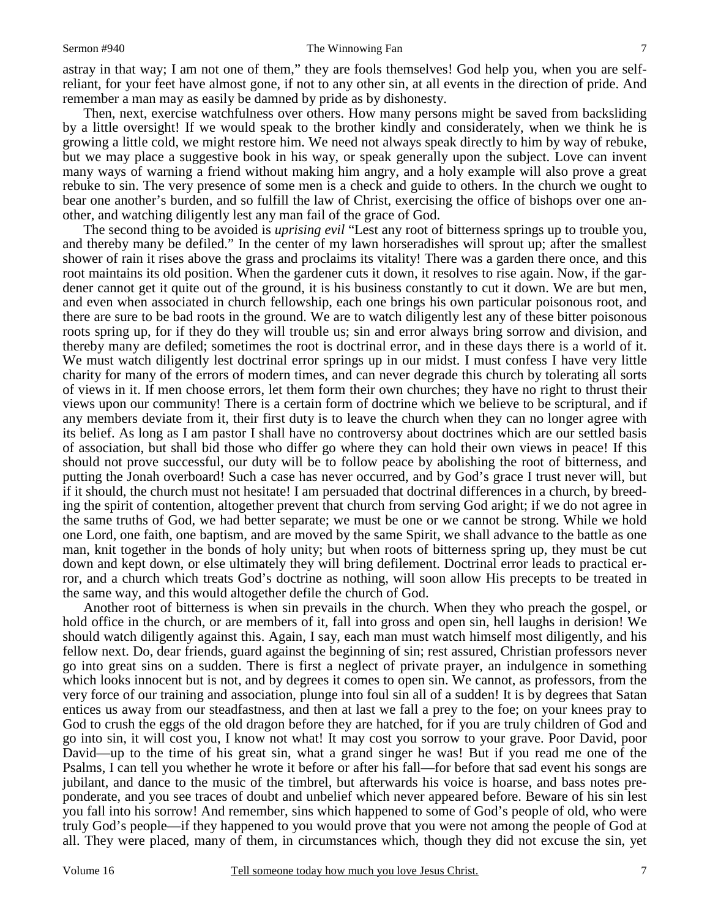astray in that way; I am not one of them," they are fools themselves! God help you, when you are self-reliant, for your feet have almost gone, if not to any other sin, at all events in the direction of pride. And remember a man may as easily be damned by pride as by dishonesty.

Then, next, exercise watchfulness over others. How many persons might be saved from backsliding by a little oversight! If we would speak to the brother kindly and considerately, when we think he is growing a little cold, we might restore him. We need not always speak directly to him by way of rebuke, but we may place a suggestive book in his way, or speak generally upon the subject. Love can invent many ways of warning a friend without making him angry, and a holy example will also prove a great rebuke to sin. The very presence of some men is a check and guide to others. In the church we ought to bear one another's burden, and so fulfill the law of Christ, exercising the office of bishops over one another, and watching diligently lest any man fail of the grace of God.

The second thing to be avoided is *uprising evil* "Lest any root of bitterness springs up to trouble you, and thereby many be defiled." In the center of my lawn horseradishes will sprout up; after the smallest shower of rain it rises above the grass and proclaims its vitality! There was a garden there once, and this root maintains its old position. When the gardener cuts it down, it resolves to rise again. Now, if the gardener cannot get it quite out of the ground, it is his business constantly to cut it down. We are but men, and even when associated in church fellowship, each one brings his own particular poisonous root, and there are sure to be bad roots in the ground. We are to watch diligently lest any of these bitter poisonous roots spring up, for if they do they will trouble us; sin and error always bring sorrow and division, and thereby many are defiled; sometimes the root is doctrinal error, and in these days there is a world of it. We must watch diligently lest doctrinal error springs up in our midst. I must confess I have very little charity for many of the errors of modern times, and can never degrade this church by tolerating all sorts of views in it. If men choose errors, let them form their own churches; they have no right to thrust their views upon our community! There is a certain form of doctrine which we believe to be scriptural, and if any members deviate from it, their first duty is to leave the church when they can no longer agree with its belief. As long as I am pastor I shall have no controversy about doctrines which are our settled basis of association, but shall bid those who differ go where they can hold their own views in peace! If this should not prove successful, our duty will be to follow peace by abolishing the root of bitterness, and putting the Jonah overboard! Such a case has never occurred, and by God's grace I trust never will, but if it should, the church must not hesitate! I am persuaded that doctrinal differences in a church, by breeding the spirit of contention, altogether prevent that church from serving God aright; if we do not agree in the same truths of God, we had better separate; we must be one or we cannot be strong. While we hold one Lord, one faith, one baptism, and are moved by the same Spirit, we shall advance to the battle as one man, knit together in the bonds of holy unity; but when roots of bitterness spring up, they must be cut down and kept down, or else ultimately they will bring defilement. Doctrinal error leads to practical error, and a church which treats God's doctrine as nothing, will soon allow His precepts to be treated in the same way, and this would altogether defile the church of God.

Another root of bitterness is when sin prevails in the church. When they who preach the gospel, or hold office in the church, or are members of it, fall into gross and open sin, hell laughs in derision! We should watch diligently against this. Again, I say, each man must watch himself most diligently, and his fellow next. Do, dear friends, guard against the beginning of sin; rest assured, Christian professors never go into great sins on a sudden. There is first a neglect of private prayer, an indulgence in something which looks innocent but is not, and by degrees it comes to open sin. We cannot, as professors, from the very force of our training and association, plunge into foul sin all of a sudden! It is by degrees that Satan entices us away from our steadfastness, and then at last we fall a prey to the foe; on your knees pray to God to crush the eggs of the old dragon before they are hatched, for if you are truly children of God and go into sin, it will cost you, I know not what! It may cost you sorrow to your grave. Poor David, poor David—up to the time of his great sin, what a grand singer he was! But if you read me one of the Psalms, I can tell you whether he wrote it before or after his fall—for before that sad event his songs are jubilant, and dance to the music of the timbrel, but afterwards his voice is hoarse, and bass notes preponderate, and you see traces of doubt and unbelief which never appeared before. Beware of his sin lest you fall into his sorrow! And remember, sins which happened to some of God's people of old, who were truly God's people—if they happened to you would prove that you were not among the people of God at all. They were placed, many of them, in circumstances which, though they did not excuse the sin, yet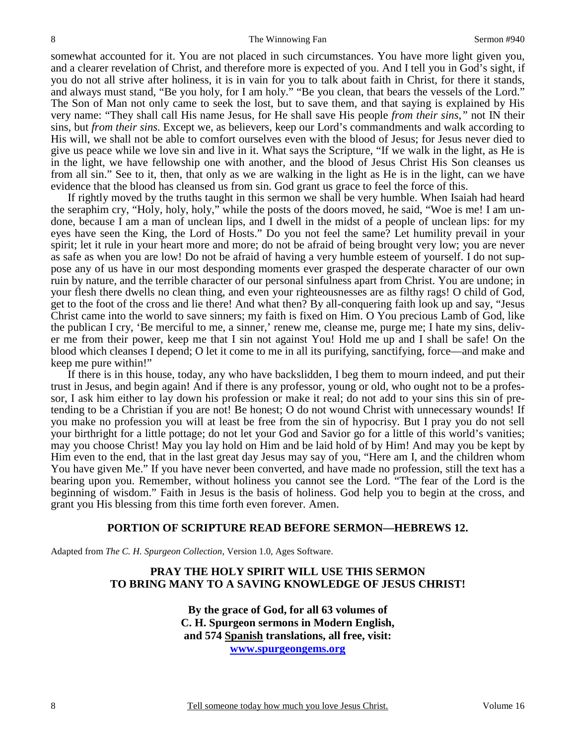somewhat accounted for it. You are not placed in such circumstances. You have more light given you, and a clearer revelation of Christ, and therefore more is expected of you. And I tell you in God's sight, if you do not all strive after holiness, it is in vain for you to talk about faith in Christ, for there it stands, and always must stand, "Be you holy, for I am holy." "Be you clean, that bears the vessels of the Lord." The Son of Man not only came to seek the lost, but to save them, and that saying is explained by His very name: "They shall call His name Jesus, for He shall save His people *from their sins,"* not IN their sins, but *from their sins.* Except we, as believers, keep our Lord's commandments and walk according to His will, we shall not be able to comfort ourselves even with the blood of Jesus; for Jesus never died to give us peace while we love sin and live in it. What says the Scripture, "If we walk in the light, as He is in the light, we have fellowship one with another, and the blood of Jesus Christ His Son cleanses us from all sin." See to it, then, that only as we are walking in the light as He is in the light, can we have evidence that the blood has cleansed us from sin. God grant us grace to feel the force of this.

If rightly moved by the truths taught in this sermon we shall be very humble. When Isaiah had heard the seraphim cry, "Holy, holy, holy," while the posts of the doors moved, he said, "Woe is me! I am undone, because I am a man of unclean lips, and I dwell in the midst of a people of unclean lips: for my eyes have seen the King, the Lord of Hosts." Do you not feel the same? Let humility prevail in your spirit; let it rule in your heart more and more; do not be afraid of being brought very low; you are never as safe as when you are low! Do not be afraid of having a very humble esteem of yourself. I do not suppose any of us have in our most desponding moments ever grasped the desperate character of our own ruin by nature, and the terrible character of our personal sinfulness apart from Christ. You are undone; in your flesh there dwells no clean thing, and even your righteousnesses are as filthy rags! O child of God, get to the foot of the cross and lie there! And what then? By all-conquering faith look up and say, "Jesus Christ came into the world to save sinners; my faith is fixed on Him. O You precious Lamb of God, like the publican I cry, 'Be merciful to me, a sinner,' renew me, cleanse me, purge me; I hate my sins, deliver me from their power, keep me that I sin not against You! Hold me up and I shall be safe! On the blood which cleanses I depend; O let it come to me in all its purifying, sanctifying, force—and make and keep me pure within!"

If there is in this house, today, any who have backslidden, I beg them to mourn indeed, and put their trust in Jesus, and begin again! And if there is any professor, young or old, who ought not to be a professor, I ask him either to lay down his profession or make it real; do not add to your sins this sin of pretending to be a Christian if you are not! Be honest; O do not wound Christ with unnecessary wounds! If you make no profession you will at least be free from the sin of hypocrisy. But I pray you do not sell your birthright for a little pottage; do not let your God and Savior go for a little of this world's vanities; may you choose Christ! May you lay hold on Him and be laid hold of by Him! And may you be kept by Him even to the end, that in the last great day Jesus may say of you, "Here am I, and the children whom You have given Me." If you have never been converted, and have made no profession, still the text has a bearing upon you. Remember, without holiness you cannot see the Lord. "The fear of the Lord is the beginning of wisdom." Faith in Jesus is the basis of holiness. God help you to begin at the cross, and grant you His blessing from this time forth even forever. Amen.

**PORTION OF SCRIPTURE READ BEFORE SERMON—HEBREWS 12.**

Adapted from *The C. H. Spurgeon Collection,* Version 1.0, Ages Software.

**PRAY THE HOLY SPIRIT WILL USE THIS SERMON TO BRING MANY TO A SAVING KNOWLEDGE OF JESUS CHRIST!**

**By the grace of God, for all 63 volumes of C. H. Spurgeon sermons in Modern English, and 574 Spanish translations, all free, visit: www.spurgeongems.org**

Tell someone today how much you love Jesus Christ.